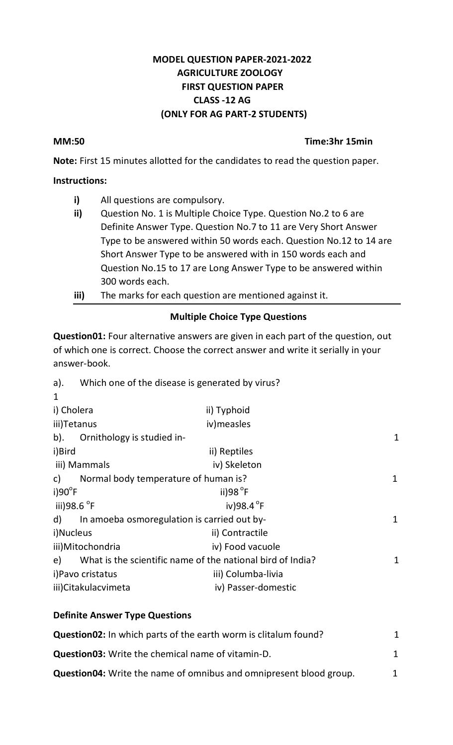# MODEL QUESTION PAPER-2021-2022
## AGRICULTURE ZOOLOGY
## FIRST QUESTION PAPER
## CLASS -12 AG
## (ONLY FOR AG PART-2 STUDENTS)

**MM:50** **Time:3hr 15min**

**Note:** First 15 minutes allotted for the candidates to read the question paper.

**Instructions:**

- **i)** All questions are compulsory.
- **ii)** Question No. 1 is Multiple Choice Type. Question No.2 to 6 are Definite Answer Type. Question No.7 to 11 are Very Short Answer Type to be answered within 50 words each. Question No.12 to 14 are Short Answer Type to be answered with in 150 words each and Question No.15 to 17 are Long Answer Type to be answered within 300 words each.
- **iii)** The marks for each question are mentioned against it.

### Multiple Choice Type Questions

**Question01:** Four alternative answers are given in each part of the question, out of which one is correct. Choose the correct answer and write it serially in your answer-book.

a). Which one of the disease is generated by virus? 1

i) Cholera ii) Typhoid
iii)Tetanus iv)measles

b). Ornithology is studied in- 1

i)Bird ii) Reptiles
iii) Mammals iv) Skeleton

c) Normal body temperature of human is? 1

i)$90^{o}$F ii)$98^{o}$F
iii)$98.6^{o}$F iv)$98.4^{o}$F

d) In amoeba osmoregulation is carried out by- 1

i)Nucleus ii) Contractile
iii)Mitochondria iv) Food vacuole

e) What is the scientific name of the national bird of India? 1

i)Pavo cristatus iii) Columba-livia
iii)Citakulacvimeta iv) Passer-domestic

### Definite Answer Type Questions

**Question02:** In which parts of the earth worm is clitalum found? 1

**Question03:** Write the chemical name of vitamin-D. 1

**Question04:** Write the name of omnibus and omnipresent blood group. 1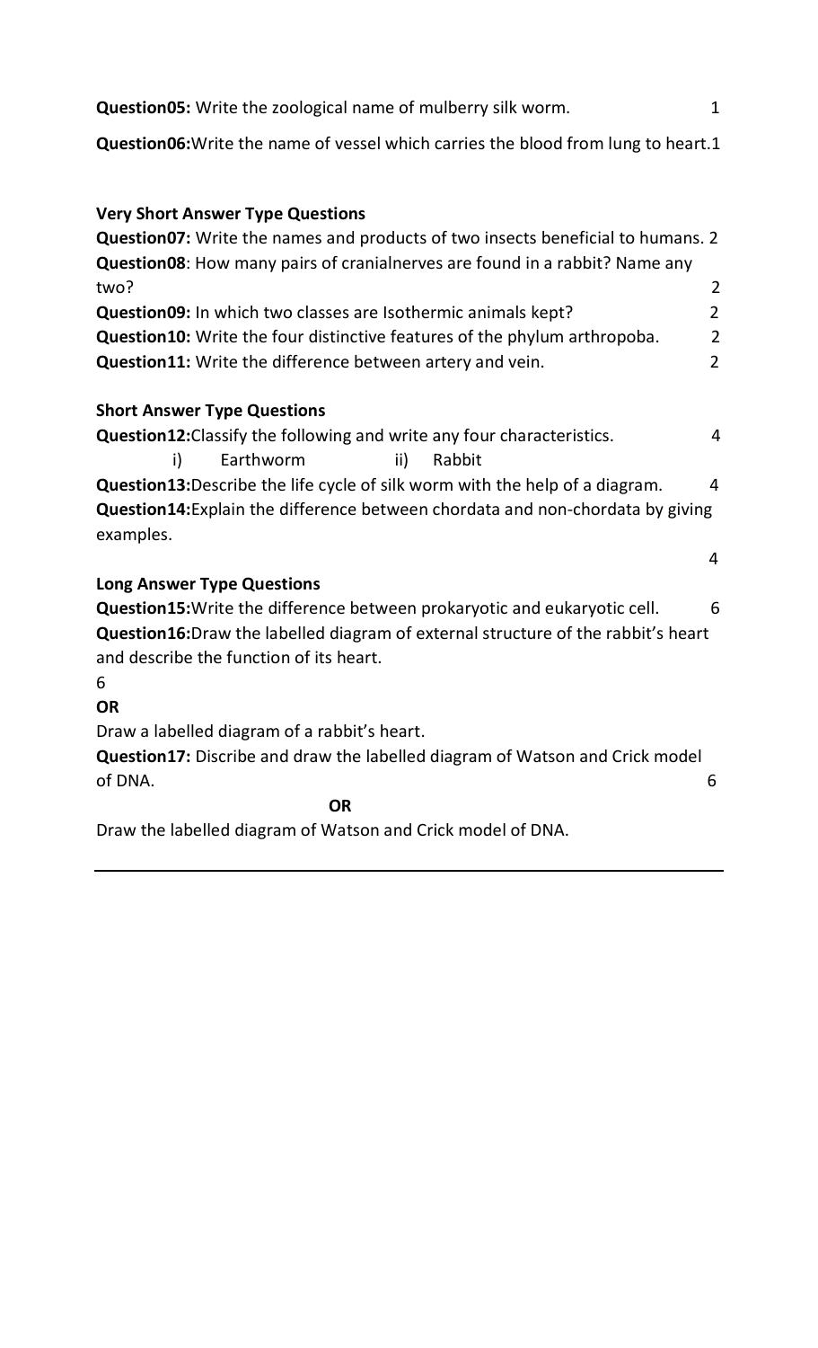**Question05:** Write the zoological name of mulberry silk worm. 1

**Question06:**Write the name of vessel which carries the blood from lung to heart.1

**Very Short Answer Type Questions**

**Question07:** Write the names and products of two insects beneficial to humans. 2

**Question08**: How many pairs of cranialnerves are found in a rabbit? Name any two? 2

**Question09:** In which two classes are Isothermic animals kept? 2

**Question10:** Write the four distinctive features of the phylum arthropoba. 2

**Question11:** Write the difference between artery and vein. 2

**Short Answer Type Questions**

**Question12:**Classify the following and write any four characteristics. 4

i) Earthworm ii) Rabbit

**Question13:**Describe the life cycle of silk worm with the help of a diagram. 4

**Question14:**Explain the difference between chordata and non-chordata by giving examples. 4

**Long Answer Type Questions**

**Question15:**Write the difference between prokaryotic and eukaryotic cell. 6

**Question16:**Draw the labelled diagram of external structure of the rabbit's heart and describe the function of its heart. 6

**OR**

Draw a labelled diagram of a rabbit's heart.

**Question17:** Discribe and draw the labelled diagram of Watson and Crick model of DNA. 6

**OR**

Draw the labelled diagram of Watson and Crick model of DNA.